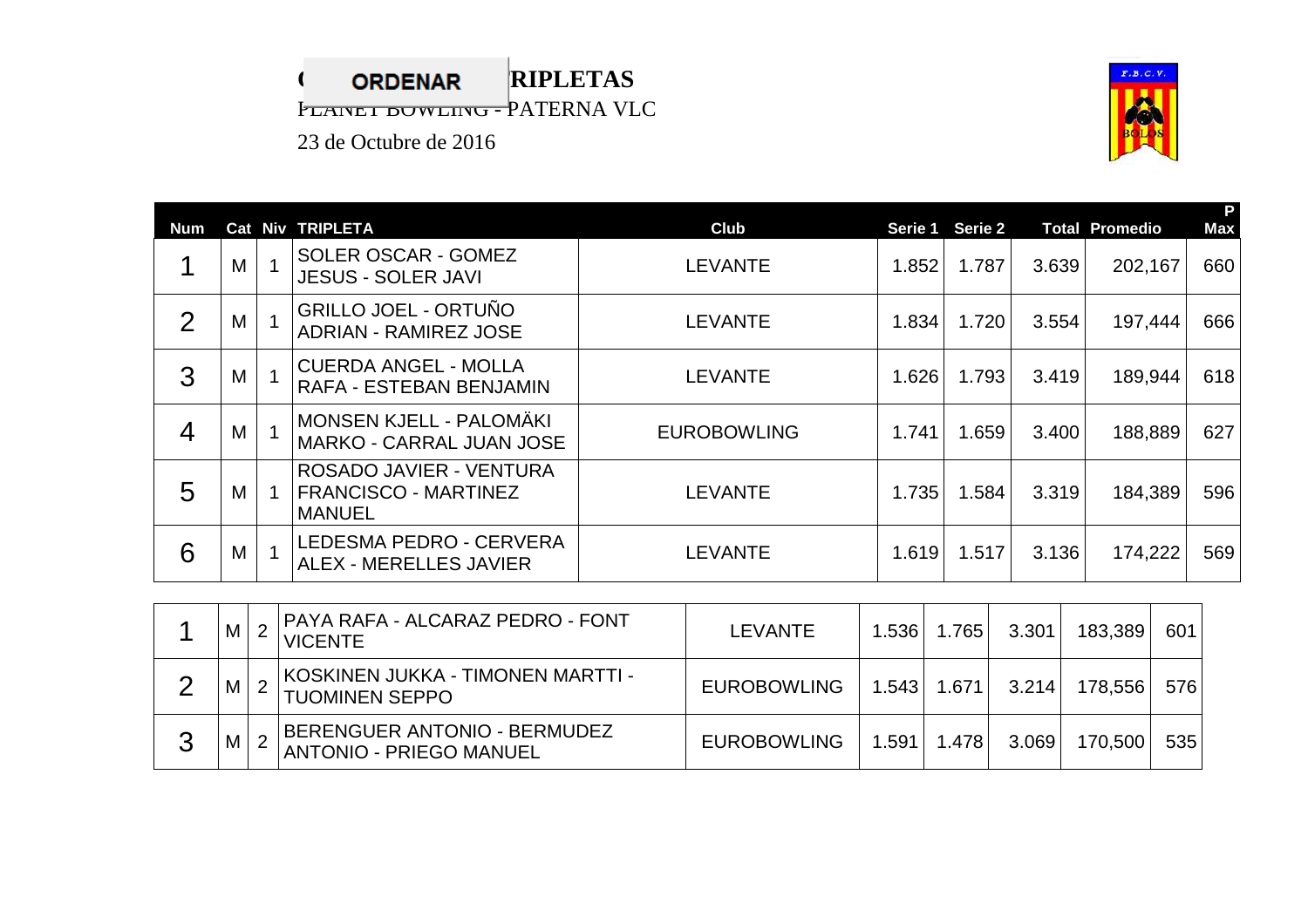# ORDENAR RIPLETAS

PLANET BOWLING - PATERNA VLC

23 de Octubre de 2016

| Num | Cat | Niv | TRIPLETA | Club | Serie 1 | Serie 2 | Total | Promedio | P Max |
|---|---|---|---|---|---|---|---|---|---|
| 1 | M | 1 | SOLER OSCAR - GOMEZ JESUS - SOLER JAVI | LEVANTE | 1.852 | 1.787 | 3.639 | 202,167 | 660 |
| 2 | M | 1 | GRILLO JOEL - ORTUÑO ADRIAN - RAMIREZ JOSE | LEVANTE | 1.834 | 1.720 | 3.554 | 197,444 | 666 |
| 3 | M | 1 | CUERDA ANGEL - MOLLA RAFA - ESTEBAN BENJAMIN | LEVANTE | 1.626 | 1.793 | 3.419 | 189,944 | 618 |
| 4 | M | 1 | MONSEN KJELL - PALOMÄKI MARKO - CARRAL JUAN JOSE | EUROBOWLING | 1.741 | 1.659 | 3.400 | 188,889 | 627 |
| 5 | M | 1 | ROSADO JAVIER - VENTURA FRANCISCO - MARTINEZ MANUEL | LEVANTE | 1.735 | 1.584 | 3.319 | 184,389 | 596 |
| 6 | M | 1 | LEDESMA PEDRO - CERVERA ALEX - MERELLES JAVIER | LEVANTE | 1.619 | 1.517 | 3.136 | 174,222 | 569 |

| | | | | | | | | | |
|---|---|---|---|---|---|---|---|---|---|
| 1 | M | 2 | PAYA RAFA - ALCARAZ PEDRO - FONT VICENTE | LEVANTE | 1.536 | 1.765 | 3.301 | 183,389 | 601 |
| 2 | M | 2 | KOSKINEN JUKKA - TIMONEN MARTTI - TUOMINEN SEPPO | EUROBOWLING | 1.543 | 1.671 | 3.214 | 178,556 | 576 |
| 3 | M | 2 | BERENGUER ANTONIO - BERMUDEZ ANTONIO - PRIEGO MANUEL | EUROBOWLING | 1.591 | 1.478 | 3.069 | 170,500 | 535 |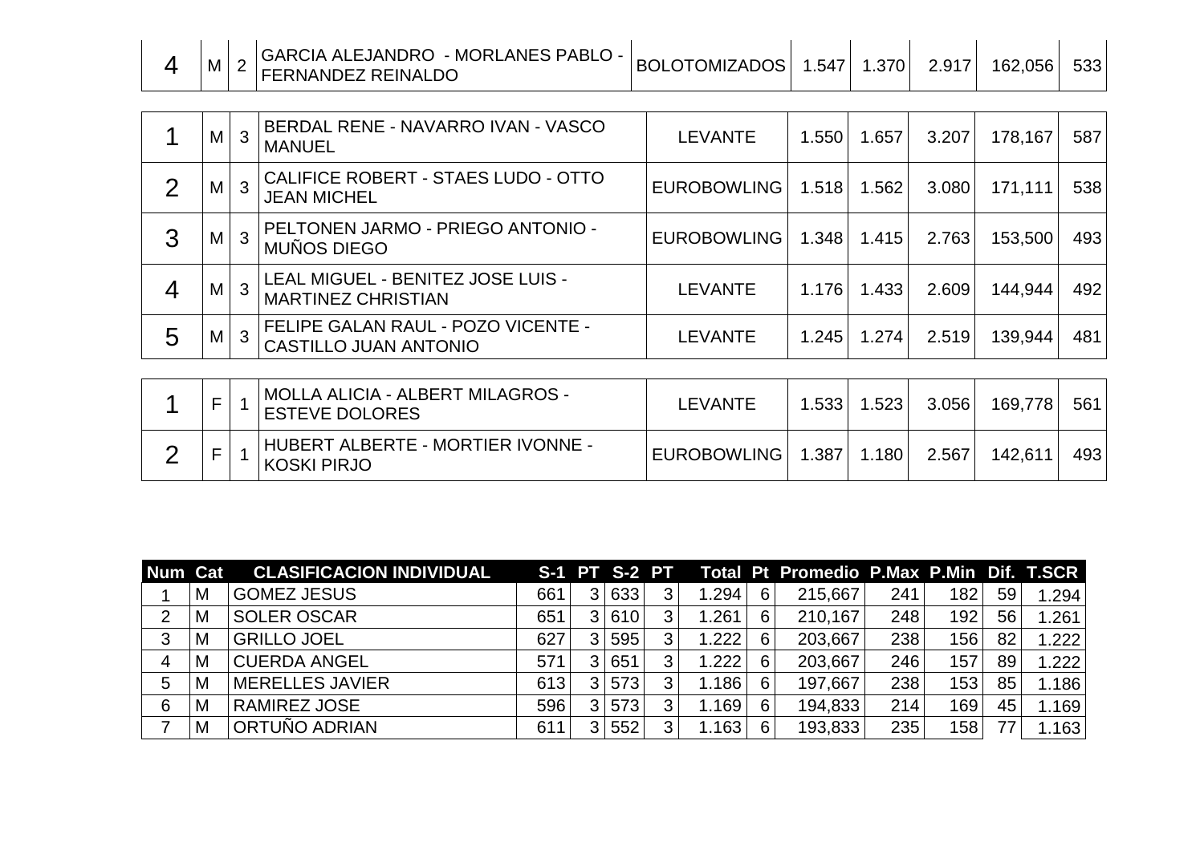| | | | | | | | | | |
|---|---|---|---|---|---|---|---|---|---|
| 4 | M | 2 | GARCIA ALEJANDRO - MORLANES PABLO - FERNANDEZ REINALDO | BOLOTOMIZADOS | 1.547 | 1.370 | 2.917 | 162,056 | 533 |

| | | | | | | | | | |
|---|---|---|---|---|---|---|---|---|---|
| 1 | M | 3 | BERDAL RENE - NAVARRO IVAN - VASCO MANUEL | LEVANTE | 1.550 | 1.657 | 3.207 | 178,167 | 587 |
| 2 | M | 3 | CALIFICE ROBERT - STAES LUDO - OTTO JEAN MICHEL | EUROBOWLING | 1.518 | 1.562 | 3.080 | 171,111 | 538 |
| 3 | M | 3 | PELTONEN JARMO - PRIEGO ANTONIO - MUÑOS DIEGO | EUROBOWLING | 1.348 | 1.415 | 2.763 | 153,500 | 493 |
| 4 | M | 3 | LEAL MIGUEL - BENITEZ JOSE LUIS - MARTINEZ CHRISTIAN | LEVANTE | 1.176 | 1.433 | 2.609 | 144,944 | 492 |
| 5 | M | 3 | FELIPE GALAN RAUL - POZO VICENTE - CASTILLO JUAN ANTONIO | LEVANTE | 1.245 | 1.274 | 2.519 | 139,944 | 481 |

| | | | | | | | | | |
|---|---|---|---|---|---|---|---|---|---|
| 1 | F | 1 | MOLLA ALICIA - ALBERT MILAGROS - ESTEVE DOLORES | LEVANTE | 1.533 | 1.523 | 3.056 | 169,778 | 561 |
| 2 | F | 1 | HUBERT ALBERTE - MORTIER IVONNE - KOSKI PIRJO | EUROBOWLING | 1.387 | 1.180 | 2.567 | 142,611 | 493 |

| Num | Cat | CLASIFICACION INDIVIDUAL | S-1 | PT | S-2 | PT | Total | Pt | Promedio | P.Max | P.Min | Dif. | T.SCR |
|---|---|---|---|---|---|---|---|---|---|---|---|---|---|
| 1 | M | GOMEZ JESUS | 661 | 3 | 633 | 3 | 1.294 | 6 | 215,667 | 241 | 182 | 59 | 1.294 |
| 2 | M | SOLER OSCAR | 651 | 3 | 610 | 3 | 1.261 | 6 | 210,167 | 248 | 192 | 56 | 1.261 |
| 3 | M | GRILLO JOEL | 627 | 3 | 595 | 3 | 1.222 | 6 | 203,667 | 238 | 156 | 82 | 1.222 |
| 4 | M | CUERDA ANGEL | 571 | 3 | 651 | 3 | 1.222 | 6 | 203,667 | 246 | 157 | 89 | 1.222 |
| 5 | M | MERELLES JAVIER | 613 | 3 | 573 | 3 | 1.186 | 6 | 197,667 | 238 | 153 | 85 | 1.186 |
| 6 | M | RAMIREZ JOSE | 596 | 3 | 573 | 3 | 1.169 | 6 | 194,833 | 214 | 169 | 45 | 1.169 |
| 7 | M | ORTUÑO ADRIAN | 611 | 3 | 552 | 3 | 1.163 | 6 | 193,833 | 235 | 158 | 77 | 1.163 |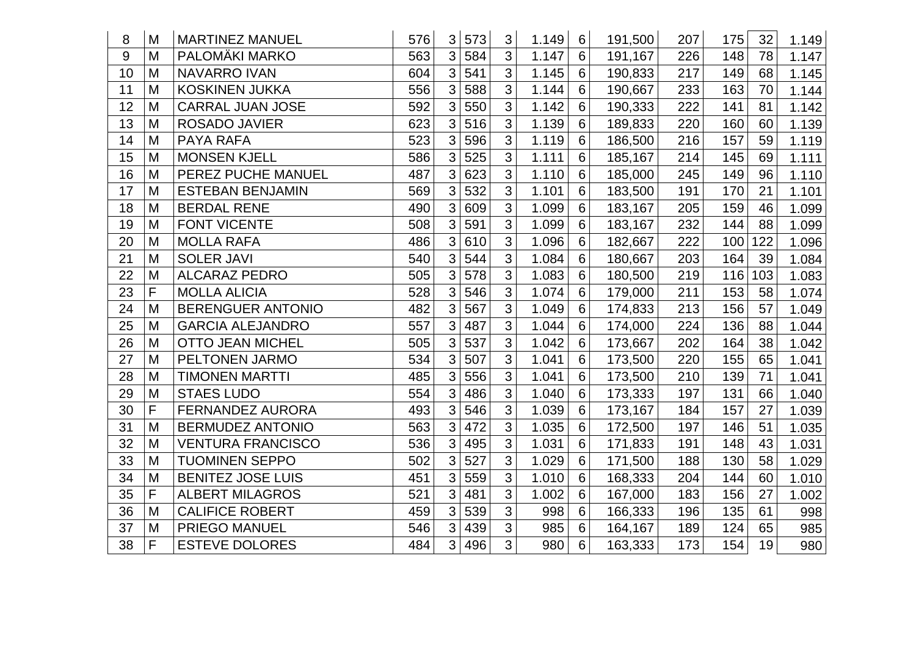| | | | | | | | | | | | | | |
|---|---|---|---|---|---|---|---|---|---|---|---|---|---|
| 8 | M | MARTINEZ MANUEL | 576 | 3 | 573 | 3 | 1.149 | 6 | 191,500 | 207 | 175 | 32 | 1.149 |
| 9 | M | PALOMÄKI MARKO | 563 | 3 | 584 | 3 | 1.147 | 6 | 191,167 | 226 | 148 | 78 | 1.147 |
| 10 | M | NAVARRO IVAN | 604 | 3 | 541 | 3 | 1.145 | 6 | 190,833 | 217 | 149 | 68 | 1.145 |
| 11 | M | KOSKINEN JUKKA | 556 | 3 | 588 | 3 | 1.144 | 6 | 190,667 | 233 | 163 | 70 | 1.144 |
| 12 | M | CARRAL JUAN JOSE | 592 | 3 | 550 | 3 | 1.142 | 6 | 190,333 | 222 | 141 | 81 | 1.142 |
| 13 | M | ROSADO JAVIER | 623 | 3 | 516 | 3 | 1.139 | 6 | 189,833 | 220 | 160 | 60 | 1.139 |
| 14 | M | PAYA RAFA | 523 | 3 | 596 | 3 | 1.119 | 6 | 186,500 | 216 | 157 | 59 | 1.119 |
| 15 | M | MONSEN KJELL | 586 | 3 | 525 | 3 | 1.111 | 6 | 185,167 | 214 | 145 | 69 | 1.111 |
| 16 | M | PEREZ PUCHE MANUEL | 487 | 3 | 623 | 3 | 1.110 | 6 | 185,000 | 245 | 149 | 96 | 1.110 |
| 17 | M | ESTEBAN BENJAMIN | 569 | 3 | 532 | 3 | 1.101 | 6 | 183,500 | 191 | 170 | 21 | 1.101 |
| 18 | M | BERDAL RENE | 490 | 3 | 609 | 3 | 1.099 | 6 | 183,167 | 205 | 159 | 46 | 1.099 |
| 19 | M | FONT VICENTE | 508 | 3 | 591 | 3 | 1.099 | 6 | 183,167 | 232 | 144 | 88 | 1.099 |
| 20 | M | MOLLA RAFA | 486 | 3 | 610 | 3 | 1.096 | 6 | 182,667 | 222 | 100 | 122 | 1.096 |
| 21 | M | SOLER JAVI | 540 | 3 | 544 | 3 | 1.084 | 6 | 180,667 | 203 | 164 | 39 | 1.084 |
| 22 | M | ALCARAZ PEDRO | 505 | 3 | 578 | 3 | 1.083 | 6 | 180,500 | 219 | 116 | 103 | 1.083 |
| 23 | F | MOLLA ALICIA | 528 | 3 | 546 | 3 | 1.074 | 6 | 179,000 | 211 | 153 | 58 | 1.074 |
| 24 | M | BERENGUER ANTONIO | 482 | 3 | 567 | 3 | 1.049 | 6 | 174,833 | 213 | 156 | 57 | 1.049 |
| 25 | M | GARCIA ALEJANDRO | 557 | 3 | 487 | 3 | 1.044 | 6 | 174,000 | 224 | 136 | 88 | 1.044 |
| 26 | M | OTTO JEAN MICHEL | 505 | 3 | 537 | 3 | 1.042 | 6 | 173,667 | 202 | 164 | 38 | 1.042 |
| 27 | M | PELTONEN JARMO | 534 | 3 | 507 | 3 | 1.041 | 6 | 173,500 | 220 | 155 | 65 | 1.041 |
| 28 | M | TIMONEN MARTTI | 485 | 3 | 556 | 3 | 1.041 | 6 | 173,500 | 210 | 139 | 71 | 1.041 |
| 29 | M | STAES LUDO | 554 | 3 | 486 | 3 | 1.040 | 6 | 173,333 | 197 | 131 | 66 | 1.040 |
| 30 | F | FERNANDEZ AURORA | 493 | 3 | 546 | 3 | 1.039 | 6 | 173,167 | 184 | 157 | 27 | 1.039 |
| 31 | M | BERMUDEZ ANTONIO | 563 | 3 | 472 | 3 | 1.035 | 6 | 172,500 | 197 | 146 | 51 | 1.035 |
| 32 | M | VENTURA FRANCISCO | 536 | 3 | 495 | 3 | 1.031 | 6 | 171,833 | 191 | 148 | 43 | 1.031 |
| 33 | M | TUOMINEN SEPPO | 502 | 3 | 527 | 3 | 1.029 | 6 | 171,500 | 188 | 130 | 58 | 1.029 |
| 34 | M | BENITEZ JOSE LUIS | 451 | 3 | 559 | 3 | 1.010 | 6 | 168,333 | 204 | 144 | 60 | 1.010 |
| 35 | F | ALBERT MILAGROS | 521 | 3 | 481 | 3 | 1.002 | 6 | 167,000 | 183 | 156 | 27 | 1.002 |
| 36 | M | CALIFICE ROBERT | 459 | 3 | 539 | 3 | 998 | 6 | 166,333 | 196 | 135 | 61 | 998 |
| 37 | M | PRIEGO MANUEL | 546 | 3 | 439 | 3 | 985 | 6 | 164,167 | 189 | 124 | 65 | 985 |
| 38 | F | ESTEVE DOLORES | 484 | 3 | 496 | 3 | 980 | 6 | 163,333 | 173 | 154 | 19 | 980 |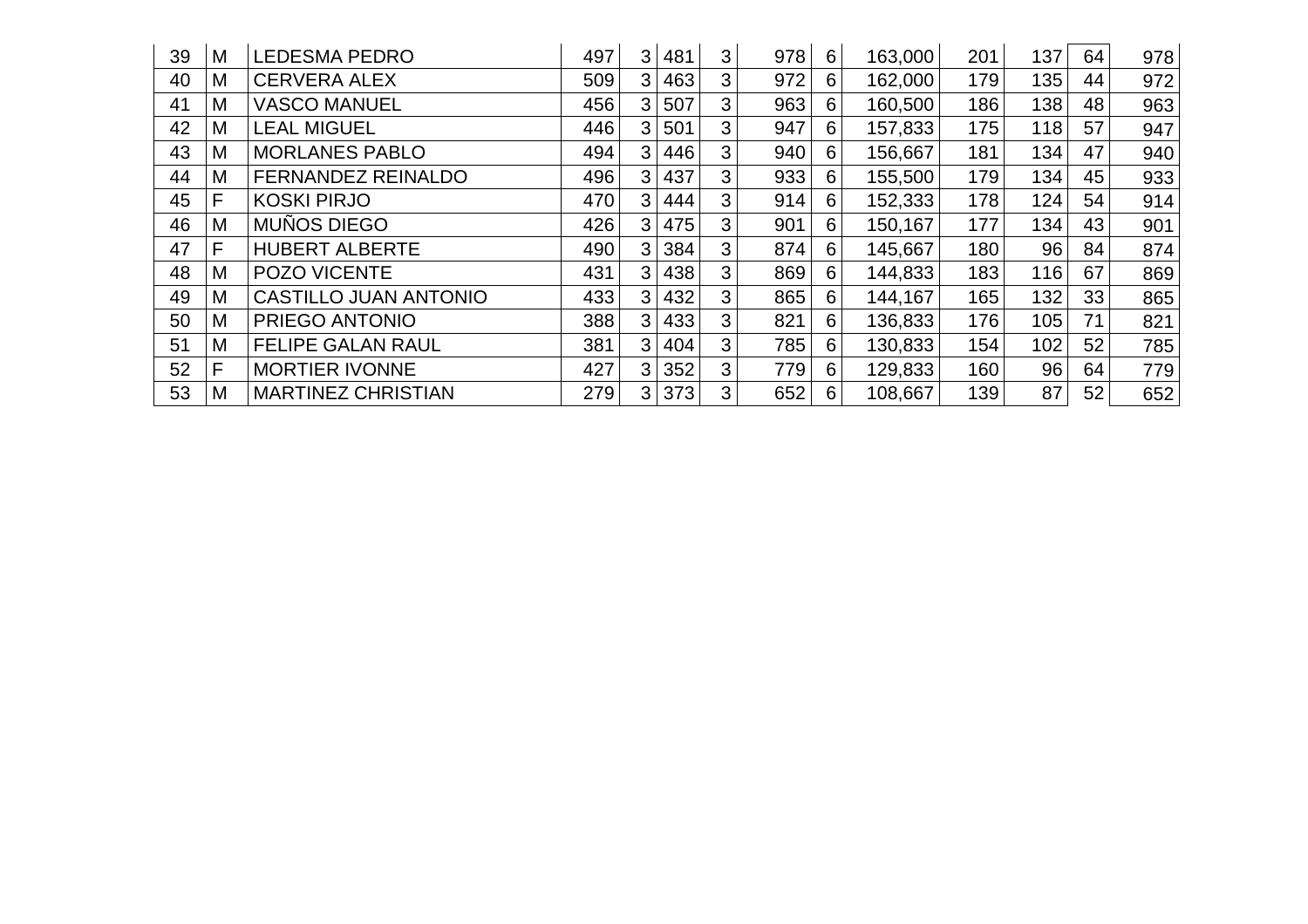| | | | | | | | | | | | | | |
|---|---|---|---|---|---|---|---|---|---|---|---|---|---|
| 39 | M | LEDESMA PEDRO | 497 | 3 | 481 | 3 | 978 | 6 | 163,000 | 201 | 137 | 64 | 978 |
| 40 | M | CERVERA ALEX | 509 | 3 | 463 | 3 | 972 | 6 | 162,000 | 179 | 135 | 44 | 972 |
| 41 | M | VASCO MANUEL | 456 | 3 | 507 | 3 | 963 | 6 | 160,500 | 186 | 138 | 48 | 963 |
| 42 | M | LEAL MIGUEL | 446 | 3 | 501 | 3 | 947 | 6 | 157,833 | 175 | 118 | 57 | 947 |
| 43 | M | MORLANES PABLO | 494 | 3 | 446 | 3 | 940 | 6 | 156,667 | 181 | 134 | 47 | 940 |
| 44 | M | FERNANDEZ REINALDO | 496 | 3 | 437 | 3 | 933 | 6 | 155,500 | 179 | 134 | 45 | 933 |
| 45 | F | KOSKI PIRJO | 470 | 3 | 444 | 3 | 914 | 6 | 152,333 | 178 | 124 | 54 | 914 |
| 46 | M | MUÑOS DIEGO | 426 | 3 | 475 | 3 | 901 | 6 | 150,167 | 177 | 134 | 43 | 901 |
| 47 | F | HUBERT ALBERTE | 490 | 3 | 384 | 3 | 874 | 6 | 145,667 | 180 | 96 | 84 | 874 |
| 48 | M | POZO VICENTE | 431 | 3 | 438 | 3 | 869 | 6 | 144,833 | 183 | 116 | 67 | 869 |
| 49 | M | CASTILLO JUAN ANTONIO | 433 | 3 | 432 | 3 | 865 | 6 | 144,167 | 165 | 132 | 33 | 865 |
| 50 | M | PRIEGO ANTONIO | 388 | 3 | 433 | 3 | 821 | 6 | 136,833 | 176 | 105 | 71 | 821 |
| 51 | M | FELIPE GALAN RAUL | 381 | 3 | 404 | 3 | 785 | 6 | 130,833 | 154 | 102 | 52 | 785 |
| 52 | F | MORTIER IVONNE | 427 | 3 | 352 | 3 | 779 | 6 | 129,833 | 160 | 96 | 64 | 779 |
| 53 | M | MARTINEZ CHRISTIAN | 279 | 3 | 373 | 3 | 652 | 6 | 108,667 | 139 | 87 | 52 | 652 |